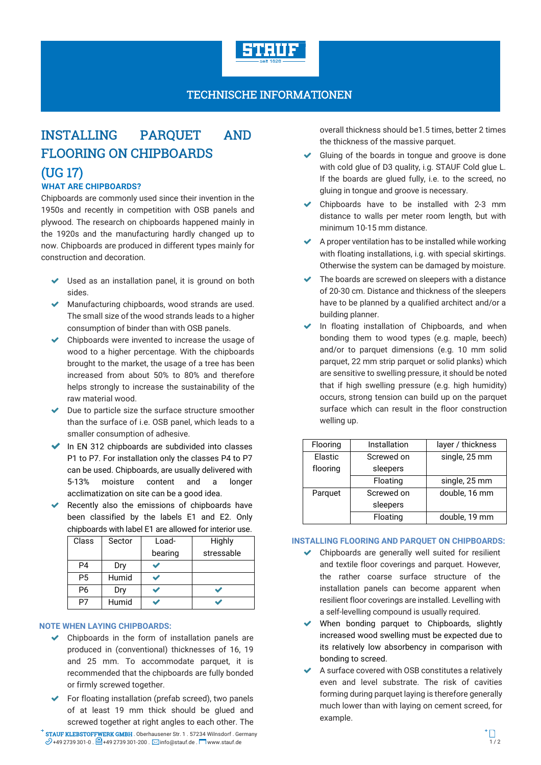TECHNISCHE INFORMATIONEN

# INSTALLING PARQUET AND FLOORING ON CHIPBOARDS (UG 17)

### WHAT ARE CHIPBOARDS?

Chipboards are commonly used since their invention in the 1950s and recently in competition with OSB panels and plywood. The research on chipboards happened mainly in the 1920s and the manufacturing hardly changed up to now. Chipboards are produced in different types mainly for construction and decoration.

- ✔ Used as an installation panel, it is ground on both sides.
- ✔ Manufacturing chipboards, wood strands are used. The small size of the wood strands leads to a higher consumption of binder than with OSB panels.
- ✔ Chipboards were invented to increase the usage of wood to a higher percentage. With the chipboards brought to the market, the usage of a tree has been increased from about 50% to 80% and therefore helps strongly to increase the sustainability of the raw material wood.
- ✔ Due to particle size the surface structure smoother than the surface of i.e. OSB panel, which leads to a smaller consumption of adhesive.
- ✔ In EN 312 chipboards are subdivided into classes P1 to P7. For installation only the classes P4 to P7 can be used. Chipboards, are usually delivered with 5-13% moisture content and a longer acclimatization on site can be a good idea.
- ✔ Recently also the emissions of chipboards have been classified by the labels E1 and E2. Only chipboards with label E1 are allowed for interior use.

| Class | Sector | Load-bearing | Highly stressable |
|---|---|---|---|
| P4 | Dry | ✔ | |
| P5 | Humid | ✔ | |
| P6 | Dry | ✔ | ✔ |
| P7 | Humid | ✔ | ✔ |

### NOTE WHEN LAYING CHIPBOARDS:

- ✔ Chipboards in the form of installation panels are produced in (conventional) thicknesses of 16, 19 and 25 mm. To accommodate parquet, it is recommended that the chipboards are fully bonded or firmly screwed together.
- ✔ For floating installation (prefab screed), two panels of at least 19 mm thick should be glued and screwed together at right angles to each other. The overall thickness should be1.5 times, better 2 times the thickness of the massive parquet.
- ✔ Gluing of the boards in tongue and groove is done with cold glue of D3 quality, i.g. STAUF Cold glue L. If the boards are glued fully, i.e. to the screed, no gluing in tongue and groove is necessary.
- ✔ Chipboards have to be installed with 2-3 mm distance to walls per meter room length, but with minimum 10-15 mm distance.
- ✔ A proper ventilation has to be installed while working with floating installations, i.g. with special skirtings. Otherwise the system can be damaged by moisture.
- ✔ The boards are screwed on sleepers with a distance of 20-30 cm. Distance and thickness of the sleepers have to be planned by a qualified architect and/or a building planner.
- ✔ In floating installation of Chipboards, and when bonding them to wood types (e.g. maple, beech) and/or to parquet dimensions (e.g. 10 mm solid parquet, 22 mm strip parquet or solid planks) which are sensitive to swelling pressure, it should be noted that if high swelling pressure (e.g. high humidity) occurs, strong tension can build up on the parquet surface which can result in the floor construction welling up.

| Flooring | Installation | layer / thickness |
|---|---|---|
| Elastic flooring | Screwed on sleepers | single, 25 mm |
| | Floating | single, 25 mm |
| Parquet | Screwed on sleepers | double, 16 mm |
| | Floating | double, 19 mm |

### INSTALLING FLOORING AND PARQUET ON CHIPBOARDS:

- ✔ Chipboards are generally well suited for resilient and textile floor coverings and parquet. However, the rather coarse surface structure of the installation panels can become apparent when resilient floor coverings are installed. Levelling with a self-levelling compound is usually required.
- ✔ When bonding parquet to Chipboards, slightly increased wood swelling must be expected due to its relatively low absorbency in comparison with bonding to screed.
- ✔ A surface covered with OSB constitutes a relatively even and level substrate. The risk of cavities forming during parquet laying is therefore generally much lower than with laying on cement screed, for example.

STAUF KLEBSTOFFWERK GMBH . Oberhausener Str. 1 . 57234 Wilnsdorf . Germany
+49 2739 301-0 . +49 2739 301-200 . info@stauf.de . www.stauf.de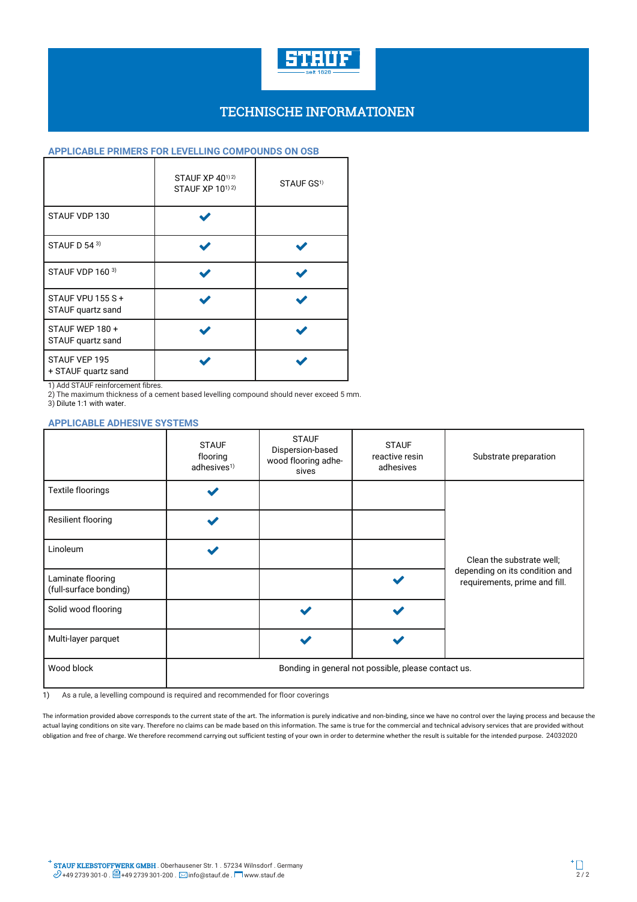# TECHNISCHE INFORMATIONEN

## APPLICABLE PRIMERS FOR LEVELLING COMPOUNDS ON OSB

| | STAUF XP 40[1) 2)] STAUF XP 10[1) 2)] | STAUF GS[1)] |
|---|---|---|
| STAUF VDP 130 | ✔ | |
| STAUF D 54 [3)] | ✔ | ✔ |
| STAUF VDP 160 [3)] | ✔ | ✔ |
| STAUF VPU 155 S + STAUF quartz sand | ✔ | ✔ |
| STAUF WEP 180 + STAUF quartz sand | ✔ | ✔ |
| STAUF VEP 195 + STAUF quartz sand | ✔ | ✔ |

1) Add STAUF reinforcement fibres.
2) The maximum thickness of a cement based levelling compound should never exceed 5 mm.
3) Dilute 1:1 with water.

## APPLICABLE ADHESIVE SYSTEMS

| | STAUF flooring adhesives[1)] | STAUF Dispersion-based wood flooring adhesives | STAUF reactive resin adhesives | Substrate preparation |
|---|---|---|---|---|
| Textile floorings | ✔ | | | Clean the substrate well; depending on its condition and requirements, prime and fill. |
| Resilient flooring | ✔ | | | |
| Linoleum | ✔ | | | |
| Laminate flooring (full-surface bonding) | | | ✔ | |
| Solid wood flooring | | ✔ | ✔ | |
| Multi-layer parquet | | ✔ | ✔ | |
| Wood block | Bonding in general not possible, please contact us. | | | |

1) As a rule, a levelling compound is required and recommended for floor coverings

The information provided above corresponds to the current state of the art. The information is purely indicative and non-binding, since we have no control over the laying process and because the actual laying conditions on site vary. Therefore no claims can be made based on this information. The same is true for the commercial and technical advisory services that are provided without obligation and free of charge. We therefore recommend carrying out sufficient testing of your own in order to determine whether the result is suitable for the intended purpose. 24032020

STAUF KLEBSTOFFWERK GMBH . Oberhausener Str. 1 . 57234 Wilnsdorf . Germany
+49 2739 301-0 . +49 2739 301-200 . info@stauf.de . www.stauf.de